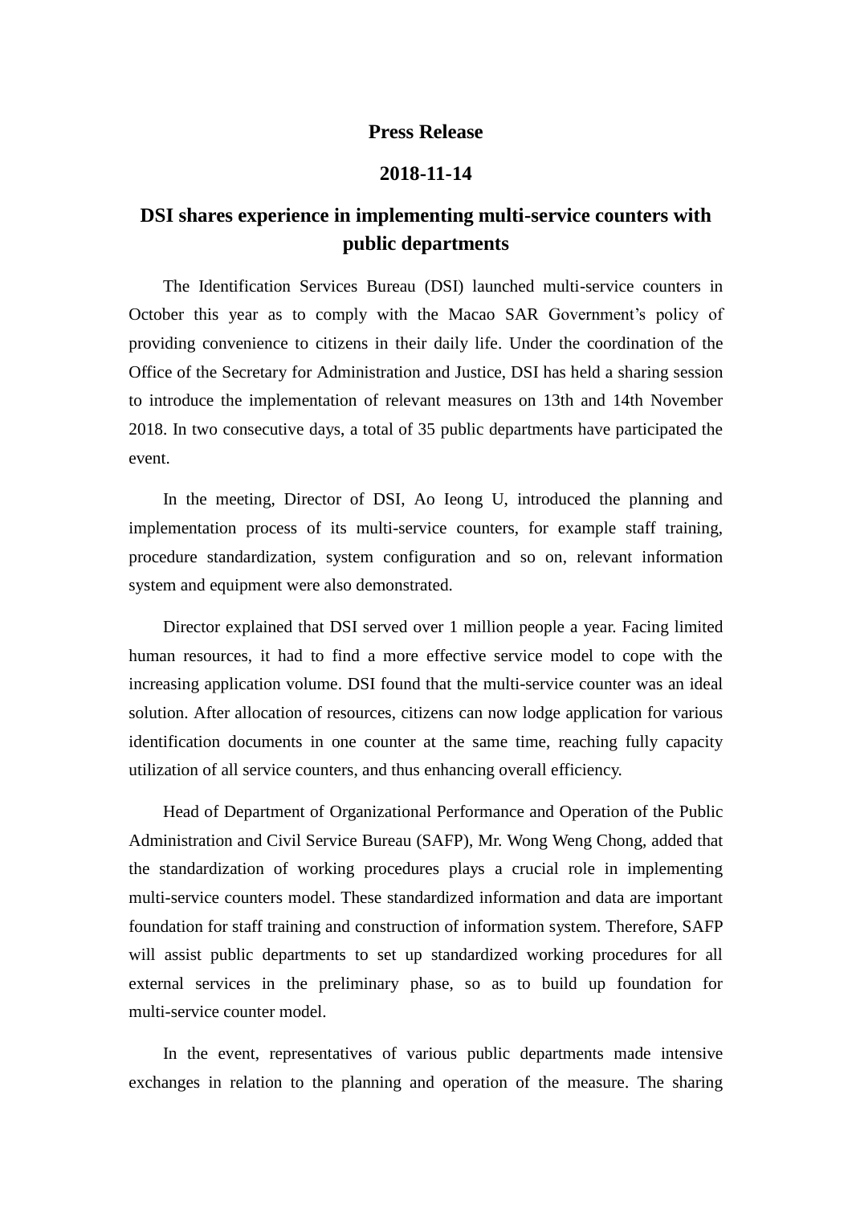**Press Release**

**2018-11-14**

# DSI shares experience in implementing multi-service counters with public departments

The Identification Services Bureau (DSI) launched multi-service counters in October this year as to comply with the Macao SAR Government's policy of providing convenience to citizens in their daily life. Under the coordination of the Office of the Secretary for Administration and Justice, DSI has held a sharing session to introduce the implementation of relevant measures on 13th and 14th November 2018. In two consecutive days, a total of 35 public departments have participated the event.

In the meeting, Director of DSI, Ao Ieong U, introduced the planning and implementation process of its multi-service counters, for example staff training, procedure standardization, system configuration and so on, relevant information system and equipment were also demonstrated.

Director explained that DSI served over 1 million people a year. Facing limited human resources, it had to find a more effective service model to cope with the increasing application volume. DSI found that the multi-service counter was an ideal solution. After allocation of resources, citizens can now lodge application for various identification documents in one counter at the same time, reaching fully capacity utilization of all service counters, and thus enhancing overall efficiency.

Head of Department of Organizational Performance and Operation of the Public Administration and Civil Service Bureau (SAFP), Mr. Wong Weng Chong, added that the standardization of working procedures plays a crucial role in implementing multi-service counters model. These standardized information and data are important foundation for staff training and construction of information system. Therefore, SAFP will assist public departments to set up standardized working procedures for all external services in the preliminary phase, so as to build up foundation for multi-service counter model.

In the event, representatives of various public departments made intensive exchanges in relation to the planning and operation of the measure. The sharing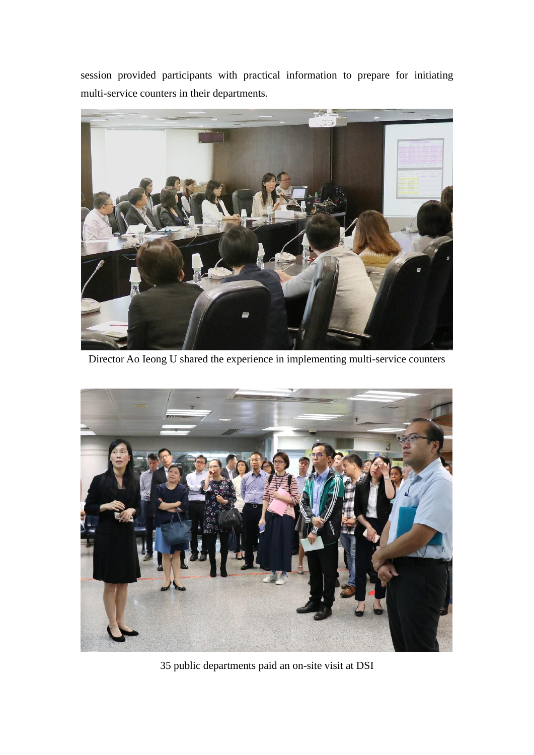session provided participants with practical information to prepare for initiating multi-service counters in their departments.

Director Ao Ieong U shared the experience in implementing multi-service counters

35 public departments paid an on-site visit at DSI